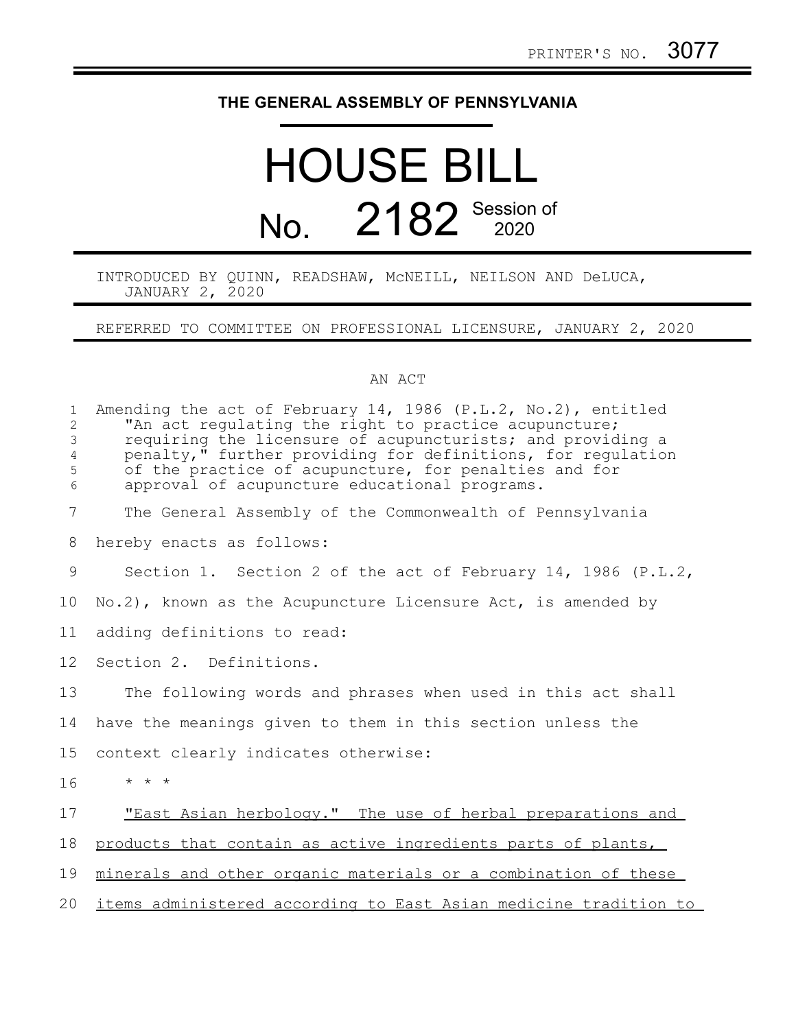PRINTER'S NO. 3077

# THE GENERAL ASSEMBLY OF PENNSYLVANIA

# HOUSE BILL

## No. 2182 Session of 2020

INTRODUCED BY QUINN, READSHAW, McNEILL, NEILSON AND DeLUCA, JANUARY 2, 2020

REFERRED TO COMMITTEE ON PROFESSIONAL LICENSURE, JANUARY 2, 2020

AN ACT

Amending the act of February 14, 1986 (P.L.2, No.2), entitled "An act regulating the right to practice acupuncture; requiring the licensure of acupuncturists; and providing a penalty," further providing for definitions, for regulation of the practice of acupuncture, for penalties and for approval of acupuncture educational programs.

The General Assembly of the Commonwealth of Pennsylvania hereby enacts as follows:

Section 1. Section 2 of the act of February 14, 1986 (P.L.2, No.2), known as the Acupuncture Licensure Act, is amended by adding definitions to read:

Section 2. Definitions.

The following words and phrases when used in this act shall have the meanings given to them in this section unless the context clearly indicates otherwise:

\* \* \*

"East Asian herbology." The use of herbal preparations and products that contain as active ingredients parts of plants, minerals and other organic materials or a combination of these items administered according to East Asian medicine tradition to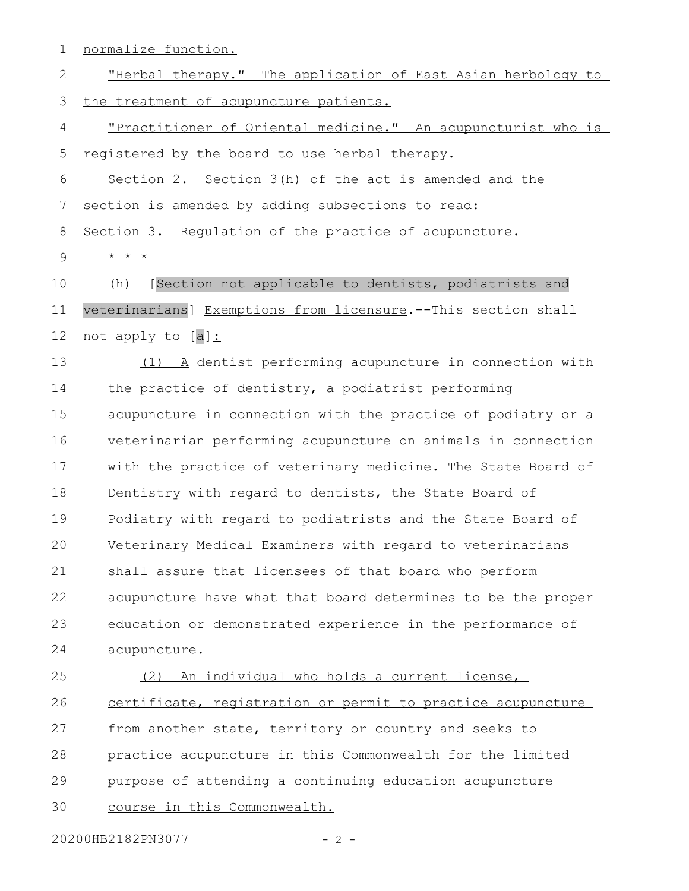normalize function.

"Herbal therapy." The application of East Asian herbology to the treatment of acupuncture patients.

"Practitioner of Oriental medicine." An acupuncturist who is registered by the board to use herbal therapy.

Section 2. Section 3(h) of the act is amended and the section is amended by adding subsections to read:

Section 3. Regulation of the practice of acupuncture.

* * *

(h) [Section not applicable to dentists, podiatrists and veterinarians] Exemptions from licensure.--This section shall not apply to [a]:

(1) A dentist performing acupuncture in connection with the practice of dentistry, a podiatrist performing acupuncture in connection with the practice of podiatry or a veterinarian performing acupuncture on animals in connection with the practice of veterinary medicine. The State Board of Dentistry with regard to dentists, the State Board of Podiatry with regard to podiatrists and the State Board of Veterinary Medical Examiners with regard to veterinarians shall assure that licensees of that board who perform acupuncture have what that board determines to be the proper education or demonstrated experience in the performance of acupuncture.

(2) An individual who holds a current license, certificate, registration or permit to practice acupuncture from another state, territory or country and seeks to practice acupuncture in this Commonwealth for the limited purpose of attending a continuing education acupuncture course in this Commonwealth.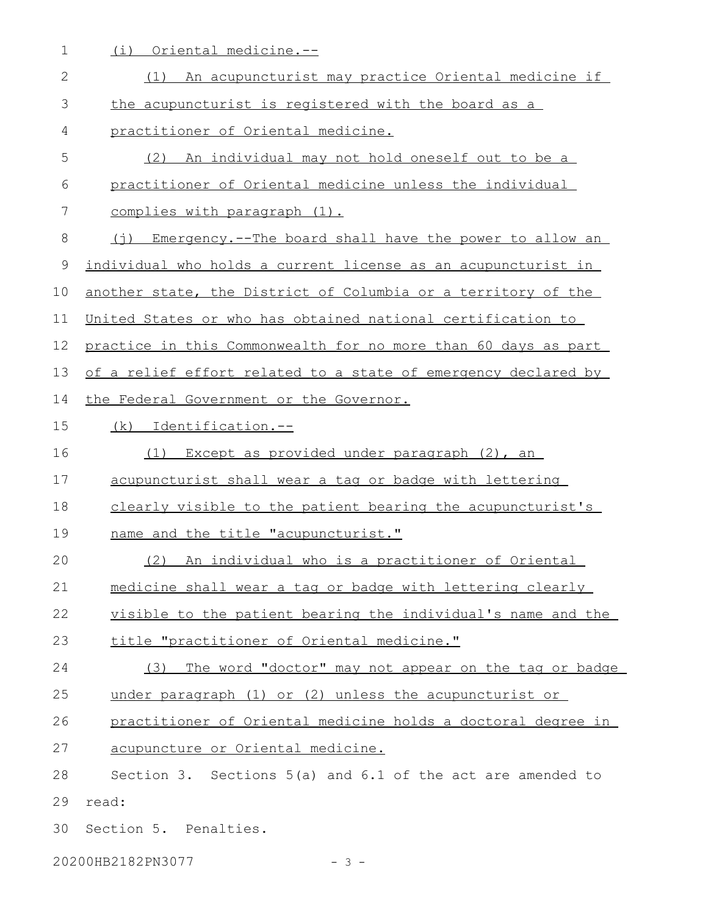(i) Oriental medicine.--

(1) An acupuncturist may practice Oriental medicine if the acupuncturist is registered with the board as a practitioner of Oriental medicine.

(2) An individual may not hold oneself out to be a practitioner of Oriental medicine unless the individual complies with paragraph (1).

(j) Emergency.--The board shall have the power to allow an individual who holds a current license as an acupuncturist in another state, the District of Columbia or a territory of the United States or who has obtained national certification to practice in this Commonwealth for no more than 60 days as part of a relief effort related to a state of emergency declared by the Federal Government or the Governor.

(k) Identification.--

(1) Except as provided under paragraph (2), an acupuncturist shall wear a tag or badge with lettering clearly visible to the patient bearing the acupuncturist's name and the title "acupuncturist."

(2) An individual who is a practitioner of Oriental medicine shall wear a tag or badge with lettering clearly visible to the patient bearing the individual's name and the title "practitioner of Oriental medicine."

(3) The word "doctor" may not appear on the tag or badge under paragraph (1) or (2) unless the acupuncturist or practitioner of Oriental medicine holds a doctoral degree in acupuncture or Oriental medicine.

Section 3. Sections 5(a) and 6.1 of the act are amended to read:

Section 5. Penalties.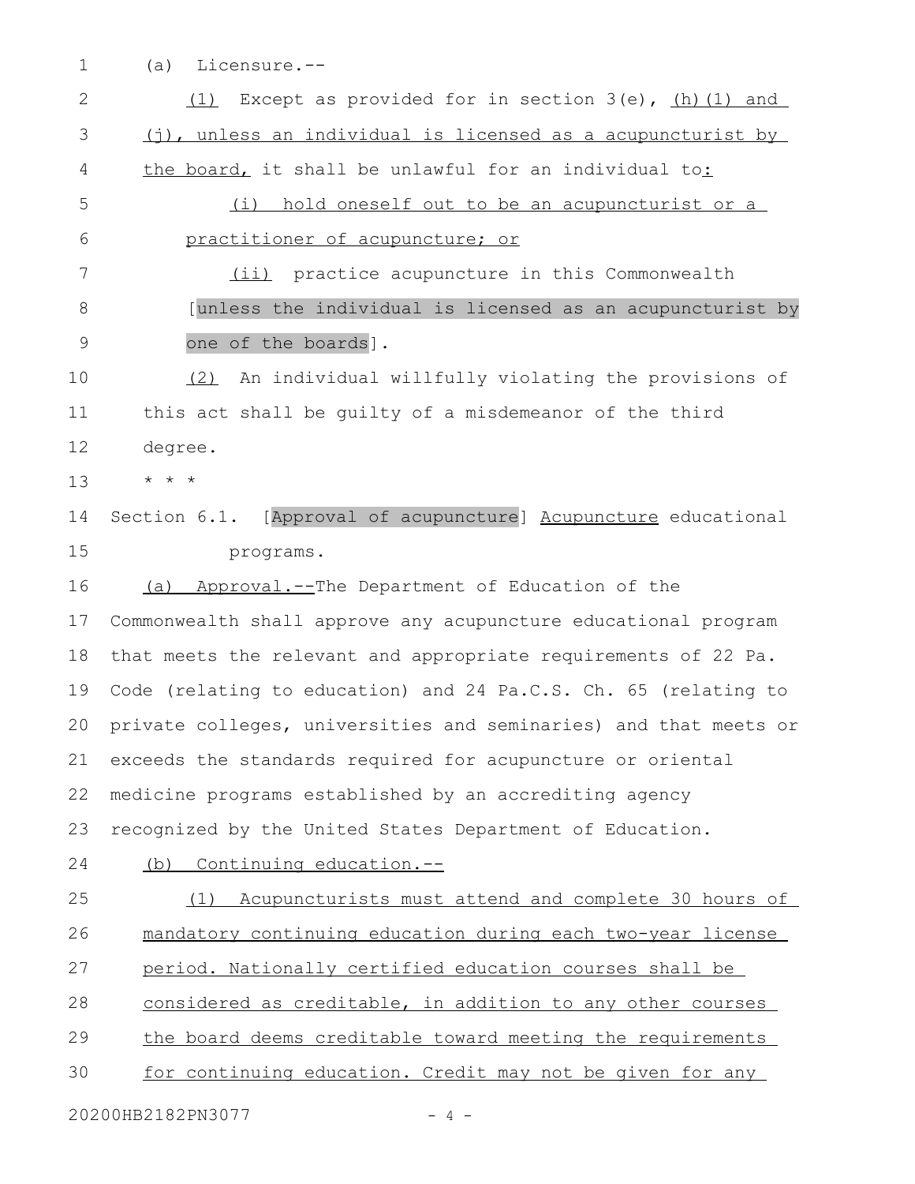(a) Licensure.--

(1) Except as provided for in section 3(e), (h)(1) and (j), unless an individual is licensed as a acupuncturist by the board, it shall be unlawful for an individual to:

(i) hold oneself out to be an acupuncturist or a practitioner of acupuncture; or

(ii) practice acupuncture in this Commonwealth [unless the individual is licensed as an acupuncturist by one of the boards].

(2) An individual willfully violating the provisions of this act shall be guilty of a misdemeanor of the third degree.

* * *

Section 6.1. [Approval of acupuncture] Acupuncture educational programs.

(a) Approval.--The Department of Education of the Commonwealth shall approve any acupuncture educational program that meets the relevant and appropriate requirements of 22 Pa. Code (relating to education) and 24 Pa.C.S. Ch. 65 (relating to private colleges, universities and seminaries) and that meets or exceeds the standards required for acupuncture or oriental medicine programs established by an accrediting agency recognized by the United States Department of Education.

(b) Continuing education.--

(1) Acupuncturists must attend and complete 30 hours of mandatory continuing education during each two-year license period. Nationally certified education courses shall be considered as creditable, in addition to any other courses the board deems creditable toward meeting the requirements for continuing education. Credit may not be given for any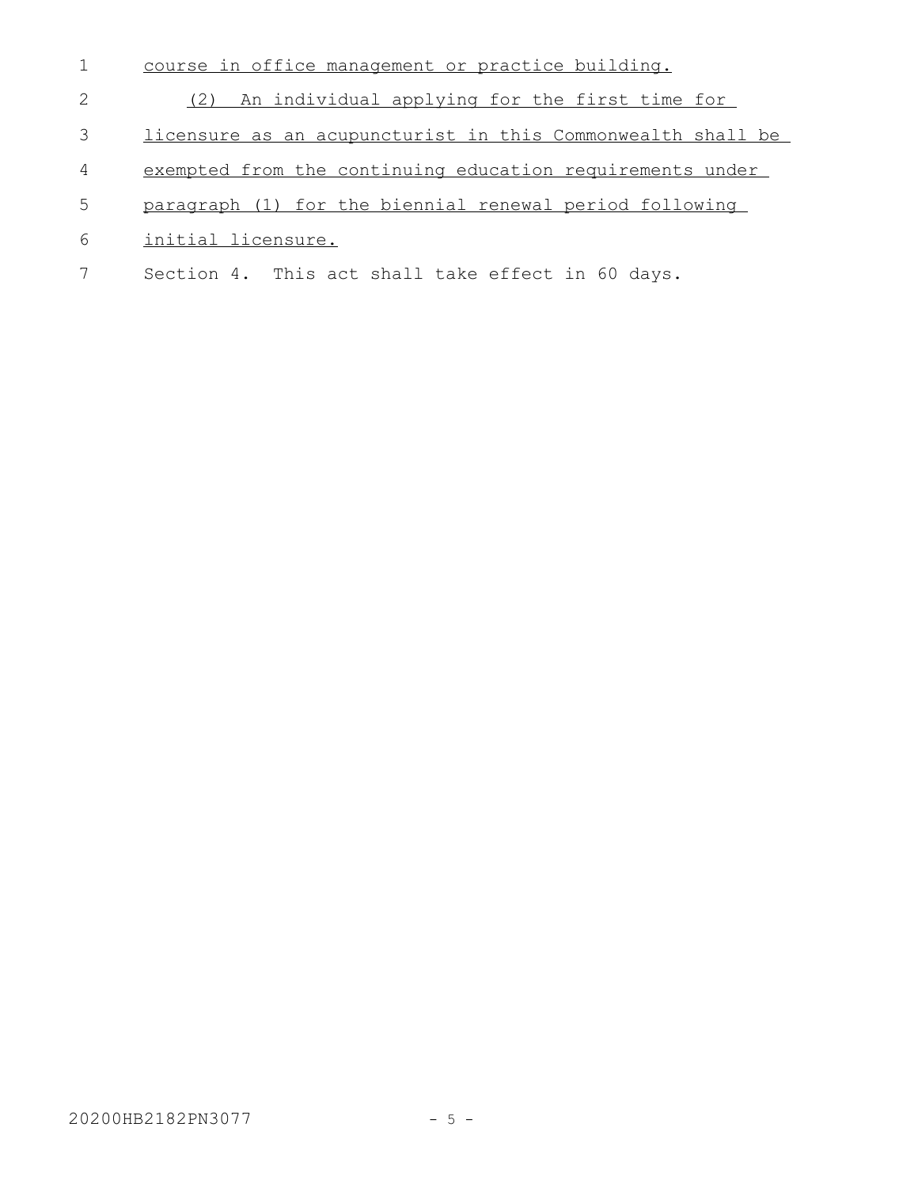course in office management or practice building.

(2) An individual applying for the first time for licensure as an acupuncturist in this Commonwealth shall be exempted from the continuing education requirements under paragraph (1) for the biennial renewal period following initial licensure.

Section 4. This act shall take effect in 60 days.